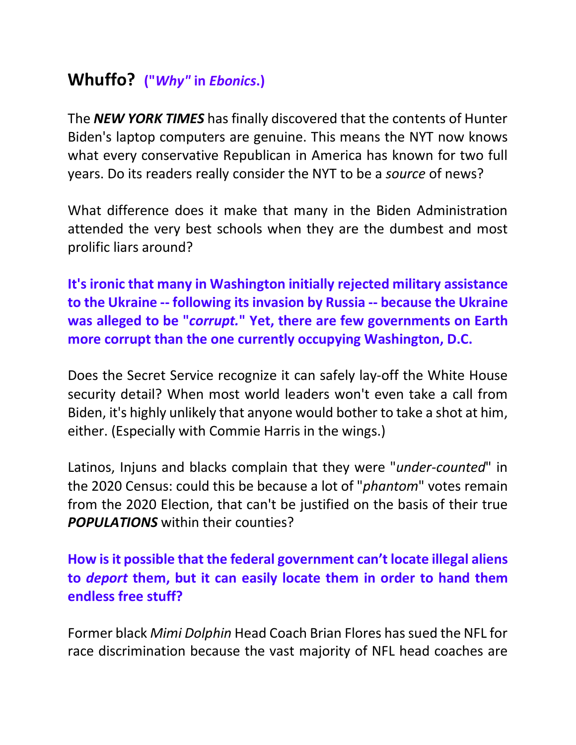## Whuffo? **("*Why*" in *Ebonics*.)**

The ***NEW YORK TIMES*** has finally discovered that the contents of Hunter Biden's laptop computers are genuine. This means the NYT now knows what every conservative Republican in America has known for two full years. Do its readers really consider the NYT to be a *source* of news?

What difference does it make that many in the Biden Administration attended the very best schools when they are the dumbest and most prolific liars around?

**It's ironic that many in Washington initially rejected military assistance to the Ukraine -- following its invasion by Russia -- because the Ukraine was alleged to be "*corrupt.*" Yet, there are few governments on Earth more corrupt than the one currently occupying Washington, D.C.**

Does the Secret Service recognize it can safely lay-off the White House security detail? When most world leaders won't even take a call from Biden, it's highly unlikely that anyone would bother to take a shot at him, either. (Especially with Commie Harris in the wings.)

Latinos, Injuns and blacks complain that they were "*under-counted*" in the 2020 Census: could this be because a lot of "*phantom*" votes remain from the 2020 Election, that can't be justified on the basis of their true ***POPULATIONS*** within their counties?

**How is it possible that the federal government can't locate illegal aliens to *deport* them, but it can easily locate them in order to hand them endless free stuff?**

Former black *Mimi Dolphin* Head Coach Brian Flores has sued the NFL for race discrimination because the vast majority of NFL head coaches are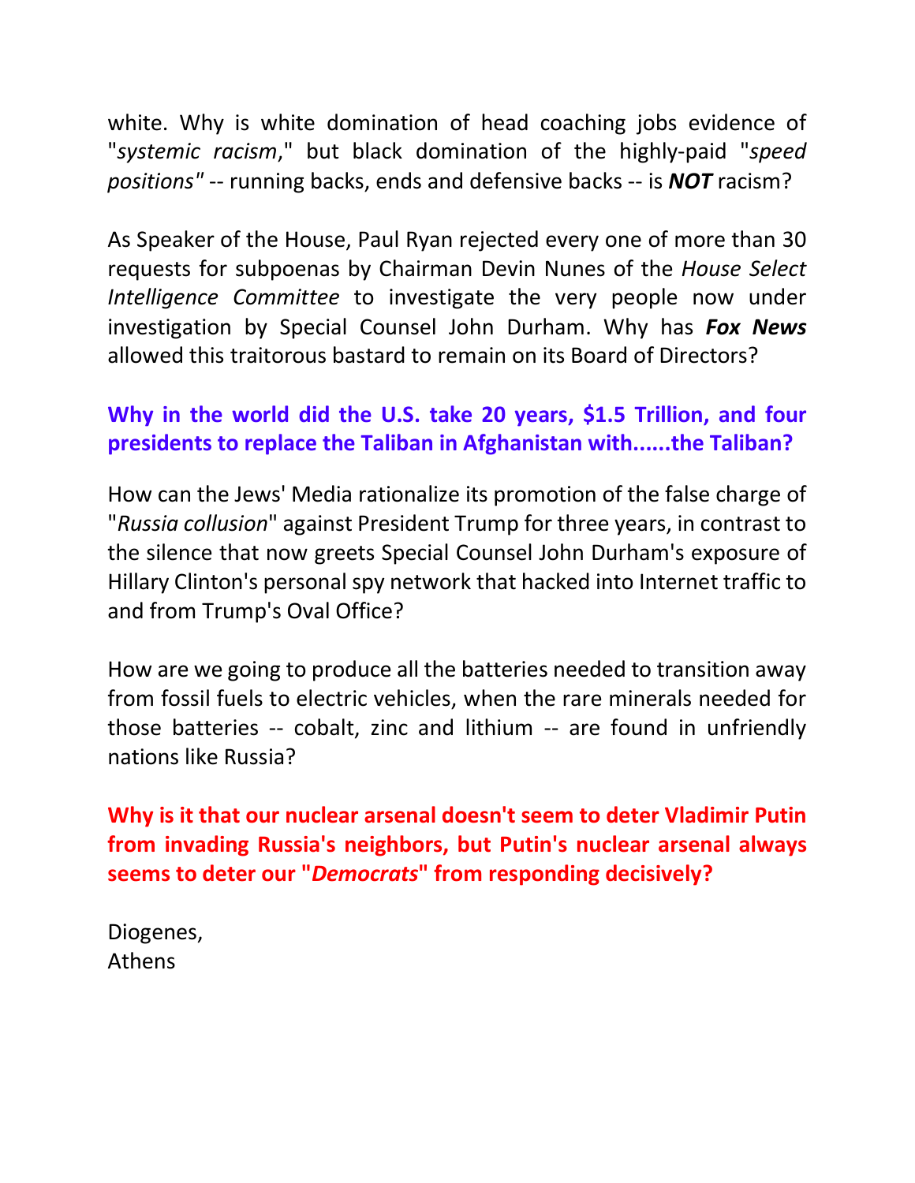white. Why is white domination of head coaching jobs evidence of "*systemic racism*," but black domination of the highly-paid "*speed positions"* -- running backs, ends and defensive backs -- is ***NOT*** racism?

As Speaker of the House, Paul Ryan rejected every one of more than 30 requests for subpoenas by Chairman Devin Nunes of the *House Select Intelligence Committee* to investigate the very people now under investigation by Special Counsel John Durham. Why has ***Fox News*** allowed this traitorous bastard to remain on its Board of Directors?

**Why in the world did the U.S. take 20 years, $1.5 Trillion, and four presidents to replace the Taliban in Afghanistan with......the Taliban?**

How can the Jews' Media rationalize its promotion of the false charge of "*Russia collusion*" against President Trump for three years, in contrast to the silence that now greets Special Counsel John Durham's exposure of Hillary Clinton's personal spy network that hacked into Internet traffic to and from Trump's Oval Office?

How are we going to produce all the batteries needed to transition away from fossil fuels to electric vehicles, when the rare minerals needed for those batteries -- cobalt, zinc and lithium -- are found in unfriendly nations like Russia?

**Why is it that our nuclear arsenal doesn't seem to deter Vladimir Putin from invading Russia's neighbors, but Putin's nuclear arsenal always seems to deter our "*Democrats*" from responding decisively?**

Diogenes,
Athens